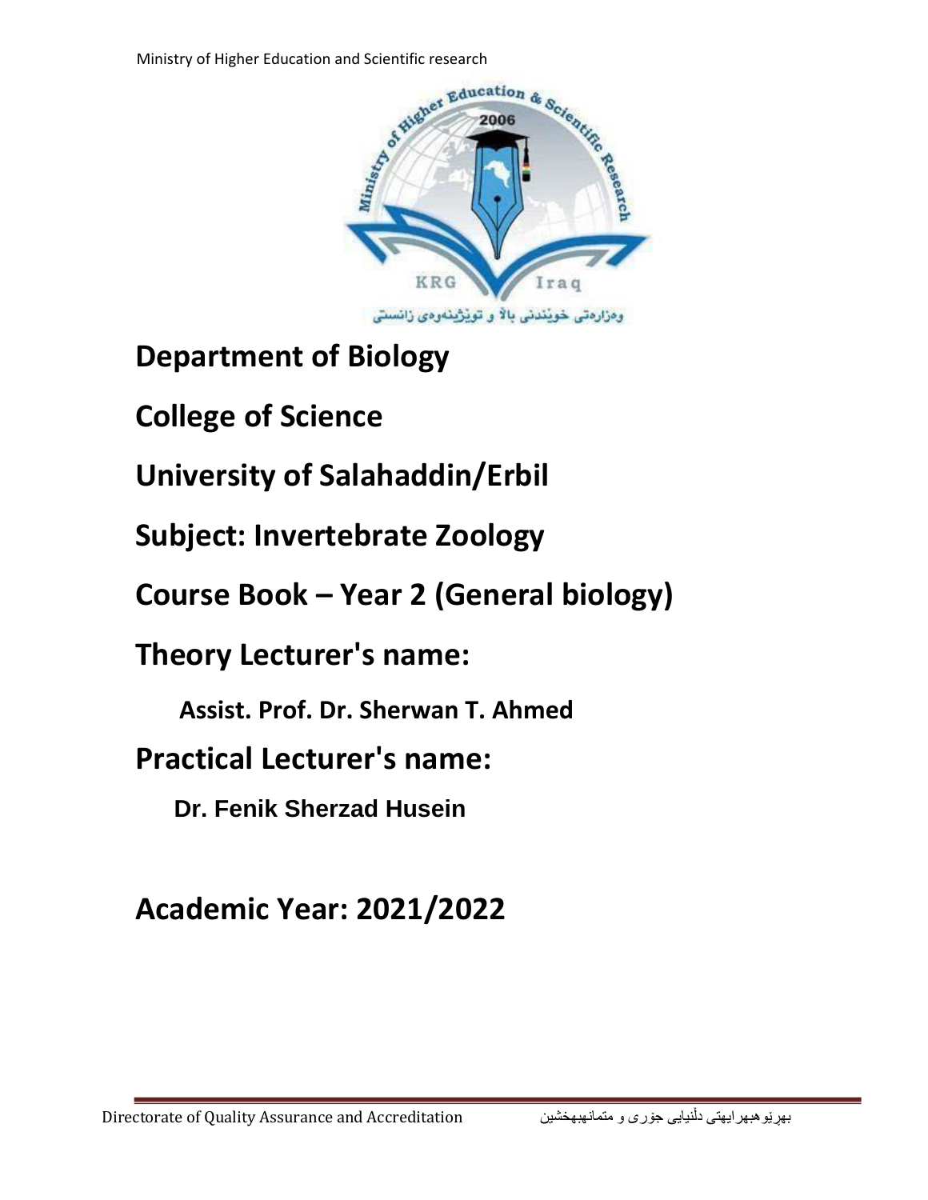Ministry of Higher Education and Scientific research

# Department of Biology

# College of Science

# University of Salahaddin/Erbil

# Subject: Invertebrate Zoology

# Course Book – Year 2 (General biology)

# Theory Lecturer's name:

**Assist. Prof. Dr. Sherwan T. Ahmed**

# Practical Lecturer's name:

**Dr. Fenik Sherzad Husein**

# Academic Year: 2021/2022

Directorate of Quality Assurance and Accreditation بەڕێوەبەرایەتی دڵنیایی جۆری و متمانەبەخشین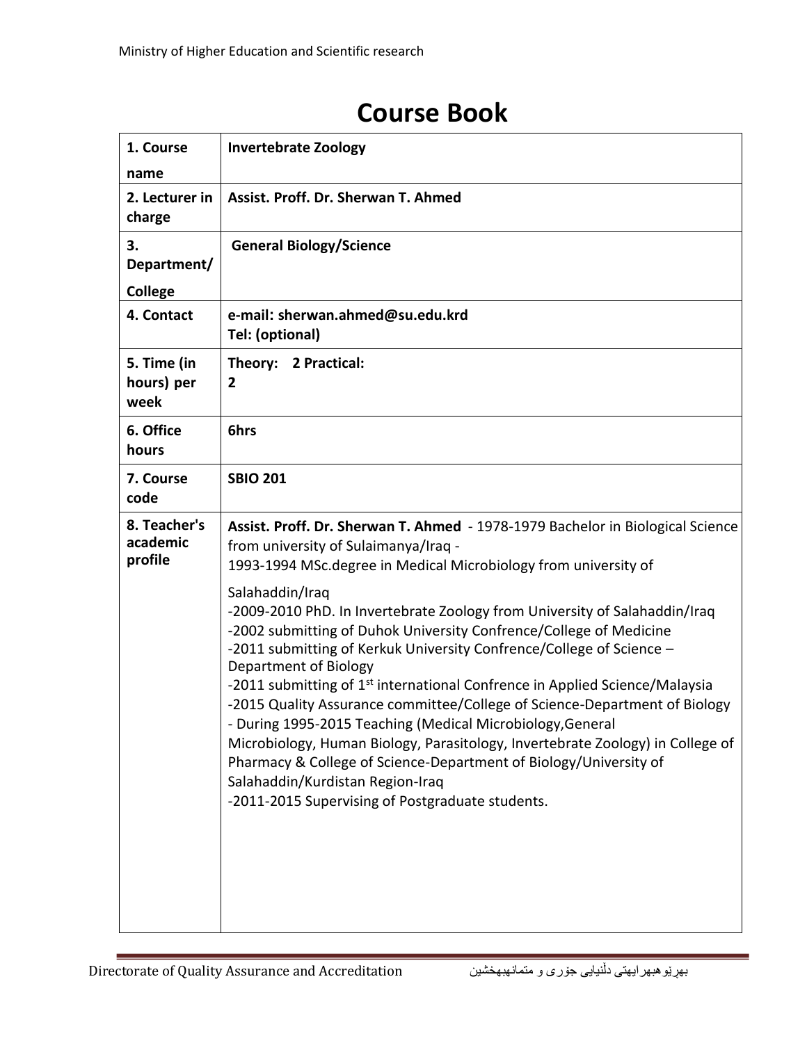# Course Book

| | |
|---|---|
| **1. Course name** | **Invertebrate Zoology** |
| **2. Lecturer in charge** | **Assist. Proff. Dr. Sherwan T. Ahmed** |
| **3. Department/ College** | **General Biology/Science** |
| **4. Contact** | **e-mail: sherwan.ahmed@su.edu.krd**<br>**Tel: (optional)** |
| **5. Time (in hours) per week** | **Theory: 2 Practical: 2** |
| **6. Office hours** | **6hrs** |
| **7. Course code** | **SBIO 201** |
| **8. Teacher's academic profile** | **Assist. Proff. Dr. Sherwan T. Ahmed** - 1978-1979 Bachelor in Biological Science from university of Sulaimanya/Iraq -<br>1993-1994 MSc.degree in Medical Microbiology from university of Salahaddin/Iraq<br>-2009-2010 PhD. In Invertebrate Zoology from University of Salahaddin/Iraq<br>-2002 submitting of Duhok University Confrence/College of Medicine<br>-2011 submitting of Kerkuk University Confrence/College of Science – Department of Biology<br>-2011 submitting of 1st international Confrence in Applied Science/Malaysia<br>-2015 Quality Assurance committee/College of Science-Department of Biology<br>- During 1995-2015 Teaching (Medical Microbiology,General Microbiology, Human Biology, Parasitology, Invertebrate Zoology) in College of Pharmacy & College of Science-Department of Biology/University of Salahaddin/Kurdistan Region-Iraq<br>-2011-2015 Supervising of Postgraduate students. |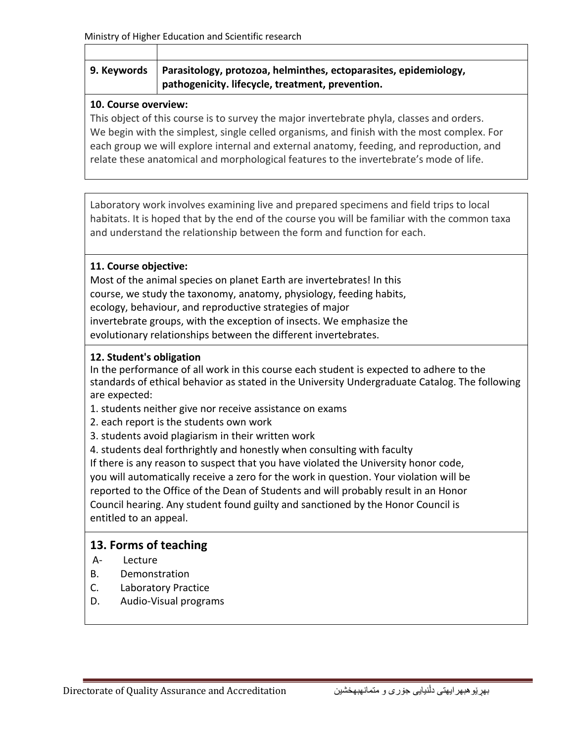| | |
|---|---|
| | |
| **9. Keywords** | **Parasitology, protozoa, helminthes, ectoparasites, epidemiology, pathogenicity. lifecycle, treatment, prevention.** |

**10. Course overview:**

This object of this course is to survey the major invertebrate phyla, classes and orders. We begin with the simplest, single celled organisms, and finish with the most complex. For each group we will explore internal and external anatomy, feeding, and reproduction, and relate these anatomical and morphological features to the invertebrate's mode of life.

Laboratory work involves examining live and prepared specimens and field trips to local habitats. It is hoped that by the end of the course you will be familiar with the common taxa and understand the relationship between the form and function for each.

**11. Course objective:**

Most of the animal species on planet Earth are invertebrates! In this course, we study the taxonomy, anatomy, physiology, feeding habits, ecology, behaviour, and reproductive strategies of major invertebrate groups, with the exception of insects. We emphasize the evolutionary relationships between the different invertebrates.

**12. Student's obligation**

In the performance of all work in this course each student is expected to adhere to the standards of ethical behavior as stated in the University Undergraduate Catalog. The following are expected:

1. students neither give nor receive assistance on exams
2. each report is the students own work
3. students avoid plagiarism in their written work
4. students deal forthrightly and honestly when consulting with faculty

If there is any reason to suspect that you have violated the University honor code, you will automatically receive a zero for the work in question. Your violation will be reported to the Office of the Dean of Students and will probably result in an Honor Council hearing. Any student found guilty and sanctioned by the Honor Council is entitled to an appeal.

## 13. Forms of teaching

A- Lecture
B. Demonstration
C. Laboratory Practice
D. Audio-Visual programs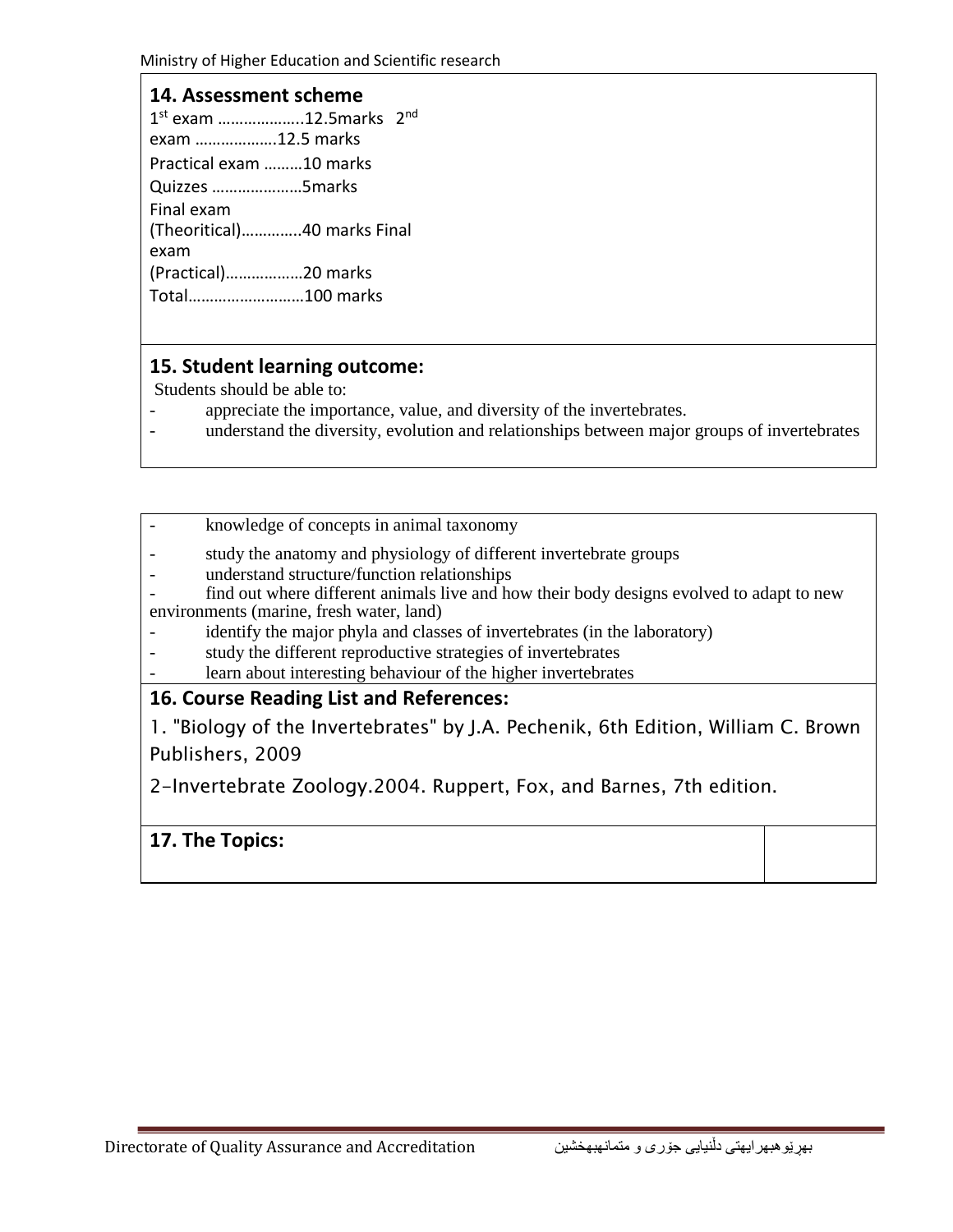## 14. Assessment scheme

1st exam ………………..12.5marks 2nd exam ……………….12.5 marks

Practical exam ………10 marks

Quizzes …………………5marks

Final exam (Theoritical)………….40 marks Final exam (Practical)……………..20 marks

Total………………………100 marks

## 15. Student learning outcome:

Students should be able to:

- appreciate the importance, value, and diversity of the invertebrates.
- understand the diversity, evolution and relationships between major groups of invertebrates
- knowledge of concepts in animal taxonomy
- study the anatomy and physiology of different invertebrate groups
- understand structure/function relationships
- find out where different animals live and how their body designs evolved to adapt to new environments (marine, fresh water, land)
- identify the major phyla and classes of invertebrates (in the laboratory)
- study the different reproductive strategies of invertebrates
- learn about interesting behaviour of the higher invertebrates

## 16. Course Reading List and References:

1. "Biology of the Invertebrates" by J.A. Pechenik, 6th Edition, William C. Brown Publishers, 2009

2-Invertebrate Zoology.2004. Ruppert, Fox, and Barnes, 7th edition.

## 17. The Topics: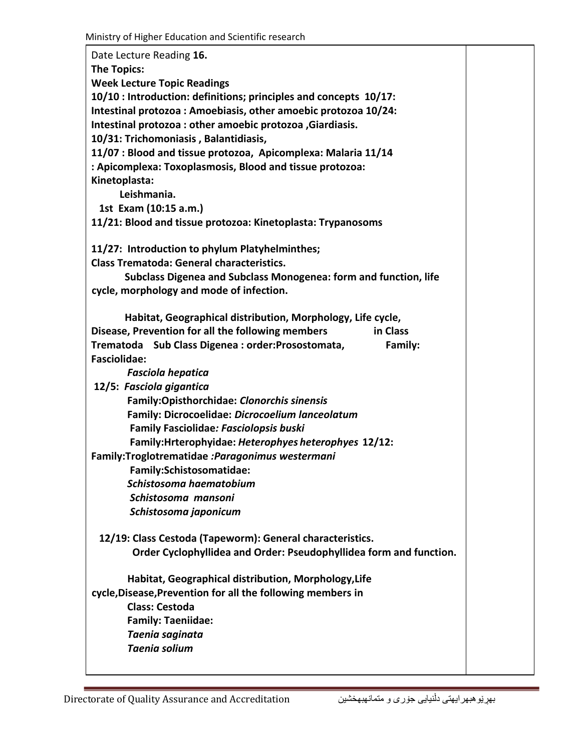| | |
|---|---|
| Date Lecture Reading **16.**<br>**The Topics:**<br>**Week Lecture Topic Readings**<br>**10/10 : Introduction: definitions; principles and concepts 10/17: Intestinal protozoa : Amoebiasis, other amoebic protozoa 10/24: Intestinal protozoa : other amoebic protozoa ,Giardiasis.**<br>**10/31: Trichomoniasis , Balantidiasis,**<br>**11/07 : Blood and tissue protozoa, Apicomplexa: Malaria 11/14 : Apicomplexa: Toxoplasmosis, Blood and tissue protozoa: Kinetoplasta:**<br>**Leishmania.**<br>**1st Exam (10:15 a.m.)**<br>**11/21: Blood and tissue protozoa: Kinetoplasta: Trypanosoms**<br><br>**11/27: Introduction to phylum Platyhelminthes;**<br>**Class Trematoda: General characteristics.**<br>**Subclass Digenea and Subclass Monogenea: form and function, life cycle, morphology and mode of infection.**<br><br>**Habitat, Geographical distribution, Morphology, Life cycle, Disease, Prevention for all the following members in Class Trematoda Sub Class Digenea : order:Prosostomata, Family: Fasciolidae:**<br>***Fasciola hepatica***<br>**12/5: *Fasciola gigantica***<br>**Family:Opisthorchidae: *Clonorchis sinensis***<br>**Family: Dicrocoelidae: *Dicrocoelium lanceolatum***<br>**Family Fasciolidae*: Fasciolopsis buski***<br>**Family:Hrterophyidae: *Heterophyes heterophyes* 12/12: Family:Troglotrematidae *:Paragonimus westermani***<br>**Family:Schistosomatidae:**<br>***Schistosoma haematobium***<br>***Schistosoma mansoni***<br>***Schistosoma japonicum***<br><br>**12/19: Class Cestoda (Tapeworm): General characteristics.**<br>**Order Cyclophyllidea and Order: Pseudophyllidea form and function.**<br><br>**Habitat, Geographical distribution, Morphology,Life cycle,Disease,Prevention for all the following members in**<br>**Class: Cestoda**<br>**Family: Taeniidae:**<br>***Taenia saginata***<br>***Taenia solium*** | |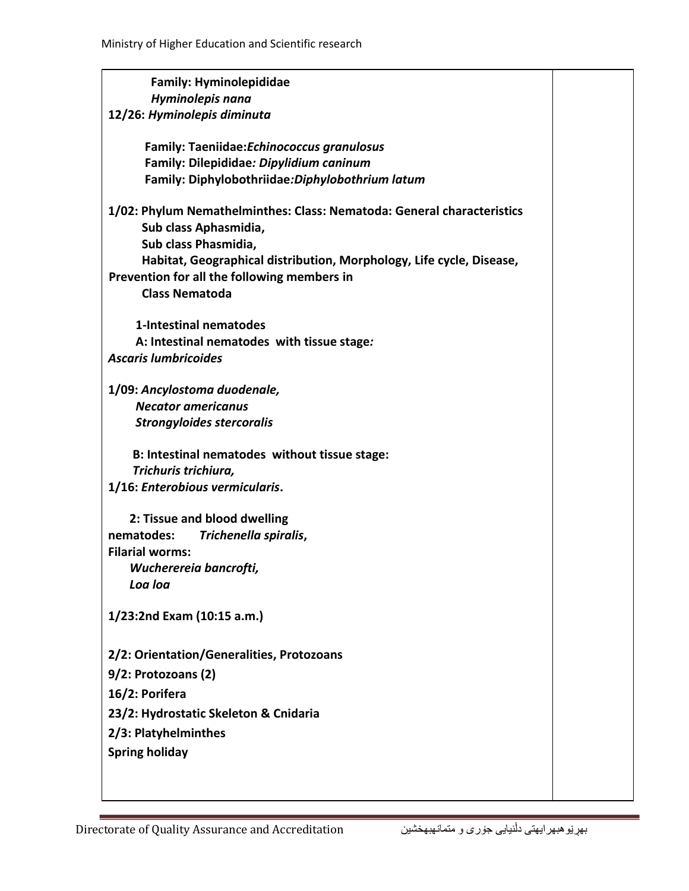| | |
|---|---|
| **Family: Hyminolepididae**<br>***Hyminolepis nana***<br>**12/26: *Hyminolepis diminuta***<br><br>**Family: Taeniidae:*Echinococcus granulosus***<br>**Family: Dilepididae*: Dipylidium caninum***<br>**Family: Diphylobothriidae*:Diphylobothrium latum***<br><br>**1/02: Phylum Nemathelminthes: Class: Nematoda: General characteristics**<br>**Sub class Aphasmidia,**<br>**Sub class Phasmidia,**<br>**Habitat, Geographical distribution, Morphology, Life cycle, Disease, Prevention for all the following members in**<br>**Class Nematoda**<br><br>**1-Intestinal nematodes**<br>**A: Intestinal nematodes with tissue stage*:***<br>***Ascaris lumbricoides***<br><br>**1/09: *Ancylostoma duodenale,***<br>***Necator americanus***<br>***Strongyloides stercoralis***<br><br>**B: Intestinal nematodes without tissue stage:**<br>***Trichuris trichiura,***<br>**1/16: *Enterobious vermicularis*.**<br><br>**2: Tissue and blood dwelling nematodes: *Trichenella spiralis*,**<br>**Filarial worms:**<br>***Wucherereia bancrofti,***<br>***Loa loa***<br><br>**1/23:2nd Exam (10:15 a.m.)**<br><br>**2/2: Orientation/Generalities, Protozoans**<br>**9/2: Protozoans (2)**<br>**16/2: Porifera**<br>**23/2: Hydrostatic Skeleton & Cnidaria**<br>**2/3: Platyhelminthes**<br>**Spring holiday** | |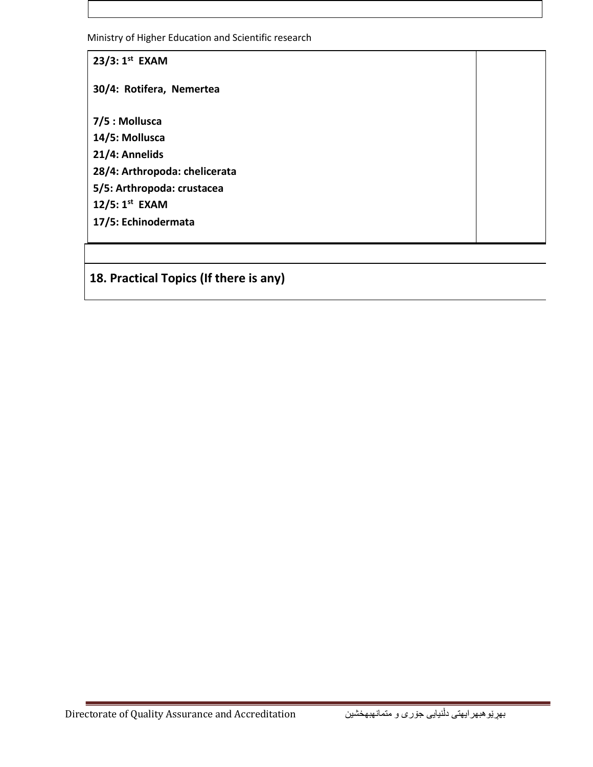Ministry of Higher Education and Scientific research

| | |
|---|---|
| **23/3: 1st EXAM**<br><br>**30/4: Rotifera, Nemertea**<br><br>**7/5 : Mollusca**<br>**14/5: Mollusca**<br>**21/4: Annelids**<br>**28/4: Arthropoda: chelicerata**<br>**5/5: Arthropoda: crustacea**<br>**12/5: 1st EXAM**<br>**17/5: Echinodermata** | |

## 18. Practical Topics (If there is any)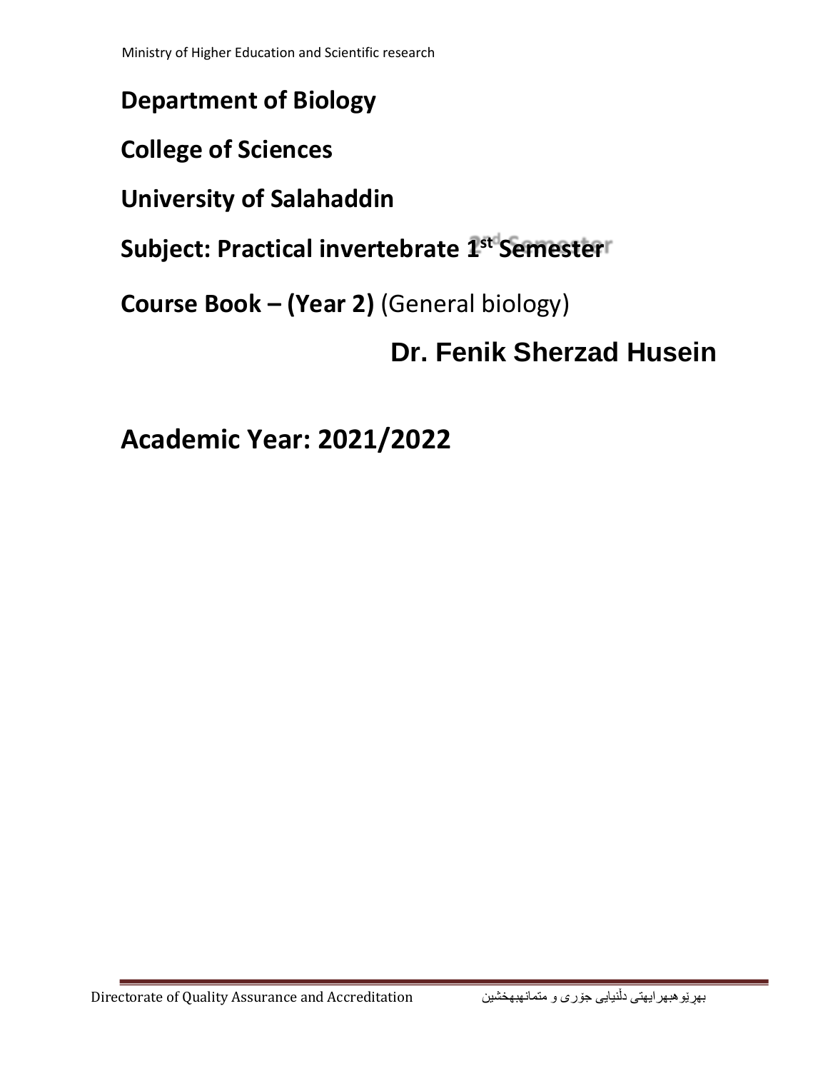Ministry of Higher Education and Scientific research

**Department of Biology**

**College of Sciences**

**University of Salahaddin**

**Subject: Practical invertebrate 1st Semester**

**Course Book – (Year 2)** (General biology)

**Dr. Fenik Sherzad Husein**

**Academic Year: 2021/2022**

Directorate of Quality Assurance and Accreditation

بەڕێوەبەرایەتی دڵنیایی جۆری و متمانەبەخشین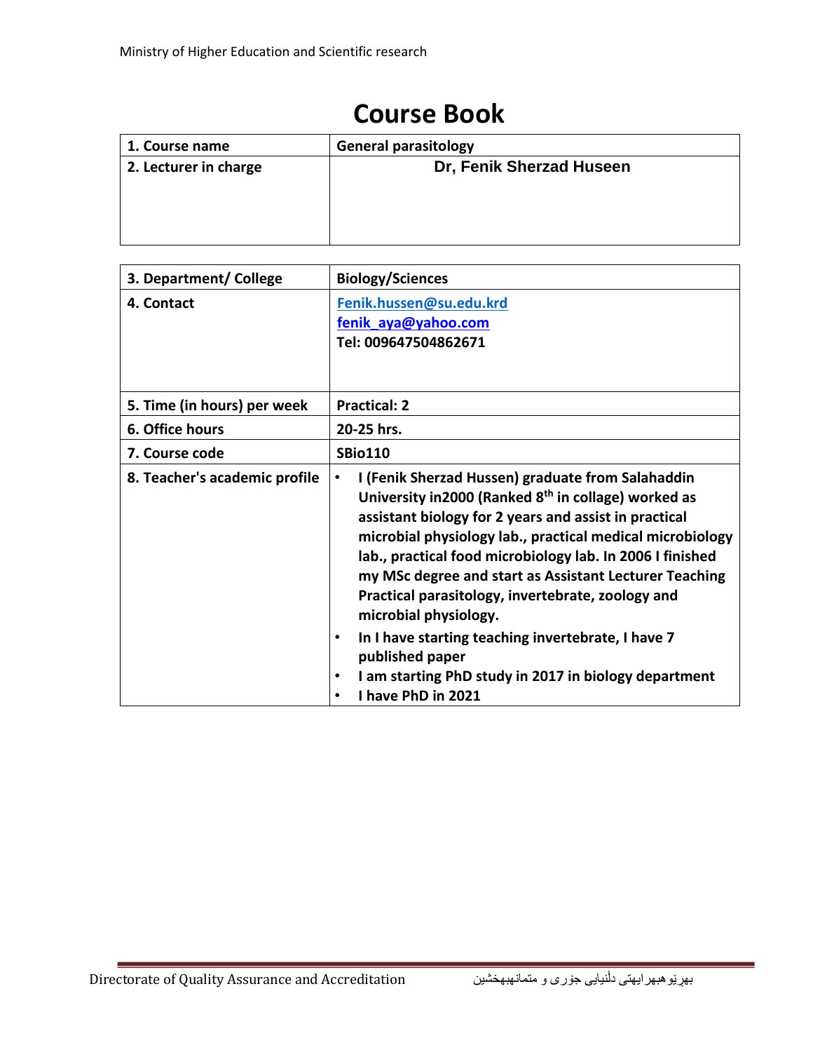# Course Book

| | |
|---|---|
| **1. Course name** | **General parasitology** |
| **2. Lecturer in charge** | **Dr, Fenik Sherzad Huseen** |

| | |
|---|---|
| **3. Department/ College** | **Biology/Sciences** |
| **4. Contact** | Fenik.hussen@su.edu.krd<br>fenik_aya@yahoo.com<br>**Tel: 009647504862671** |
| **5. Time (in hours) per week** | **Practical: 2** |
| **6. Office hours** | **20-25 hrs.** |
| **7. Course code** | **SBio110** |
| **8. Teacher's academic profile** | • **I (Fenik Sherzad Hussen) graduate from Salahaddin University in2000 (Ranked 8th in collage) worked as assistant biology for 2 years and assist in practical microbial physiology lab., practical medical microbiology lab., practical food microbiology lab. In 2006 I finished my MSc degree and start as Assistant Lecturer Teaching Practical parasitology, invertebrate, zoology and microbial physiology.**<br>• **In I have starting teaching invertebrate, I have 7 published paper**<br>• **I am starting PhD study in 2017 in biology department**<br>• **I have PhD in 2021** |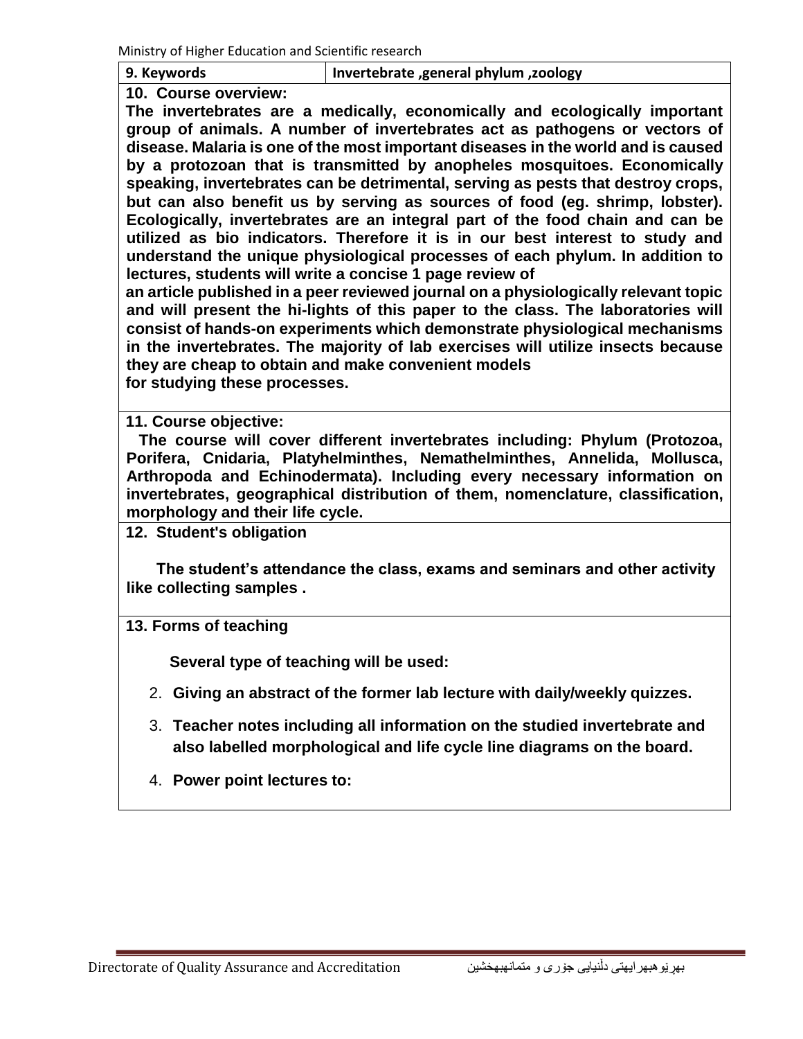| | |
|---|---|
| **9. Keywords** | **Invertebrate ,general phylum ,zoology** |

**10. Course overview:**

**The invertebrates are a medically, economically and ecologically important group of animals. A number of invertebrates act as pathogens or vectors of disease. Malaria is one of the most important diseases in the world and is caused by a protozoan that is transmitted by anopheles mosquitoes. Economically speaking, invertebrates can be detrimental, serving as pests that destroy crops, but can also benefit us by serving as sources of food (eg. shrimp, lobster). Ecologically, invertebrates are an integral part of the food chain and can be utilized as bio indicators. Therefore it is in our best interest to study and understand the unique physiological processes of each phylum. In addition to lectures, students will write a concise 1 page review of an article published in a peer reviewed journal on a physiologically relevant topic and will present the hi-lights of this paper to the class. The laboratories will consist of hands-on experiments which demonstrate physiological mechanisms in the invertebrates. The majority of lab exercises will utilize insects because they are cheap to obtain and make convenient models for studying these processes.**

**11. Course objective:**

**The course will cover different invertebrates including: Phylum (Protozoa, Porifera, Cnidaria, Platyhelminthes, Nemathelminthes, Annelida, Mollusca, Arthropoda and Echinodermata). Including every necessary information on invertebrates, geographical distribution of them, nomenclature, classification, morphology and their life cycle.**

**12. Student's obligation**

**The student's attendance the class, exams and seminars and other activity like collecting samples .**

**13. Forms of teaching**

**Several type of teaching will be used:**

2. **Giving an abstract of the former lab lecture with daily/weekly quizzes.**
3. **Teacher notes including all information on the studied invertebrate and also labelled morphological and life cycle line diagrams on the board.**
4. **Power point lectures to:**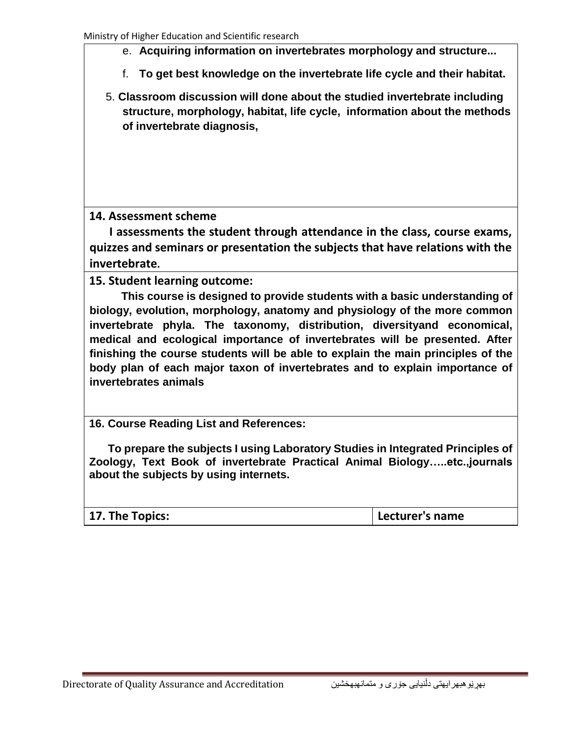e. **Acquiring information on invertebrates morphology and structure...**

f. **To get best knowledge on the invertebrate life cycle and their habitat.**

5. **Classroom discussion will done about the studied invertebrate including structure, morphology, habitat, life cycle, information about the methods of invertebrate diagnosis,**

**14. Assessment scheme**

**I assessments the student through attendance in the class, course exams, quizzes and seminars or presentation the subjects that have relations with the invertebrate.**

**15. Student learning outcome:**

**This course is designed to provide students with a basic understanding of biology, evolution, morphology, anatomy and physiology of the more common invertebrate phyla. The taxonomy, distribution, diversityand economical, medical and ecological importance of invertebrates will be presented. After finishing the course students will be able to explain the main principles of the body plan of each major taxon of invertebrates and to explain importance of invertebrates animals**

**16. Course Reading List and References:**

**To prepare the subjects I using Laboratory Studies in Integrated Principles of Zoology, Text Book of invertebrate Practical Animal Biology…..etc.,journals about the subjects by using internets.**

| **17. The Topics:** | **Lecturer's name** |
|---|---|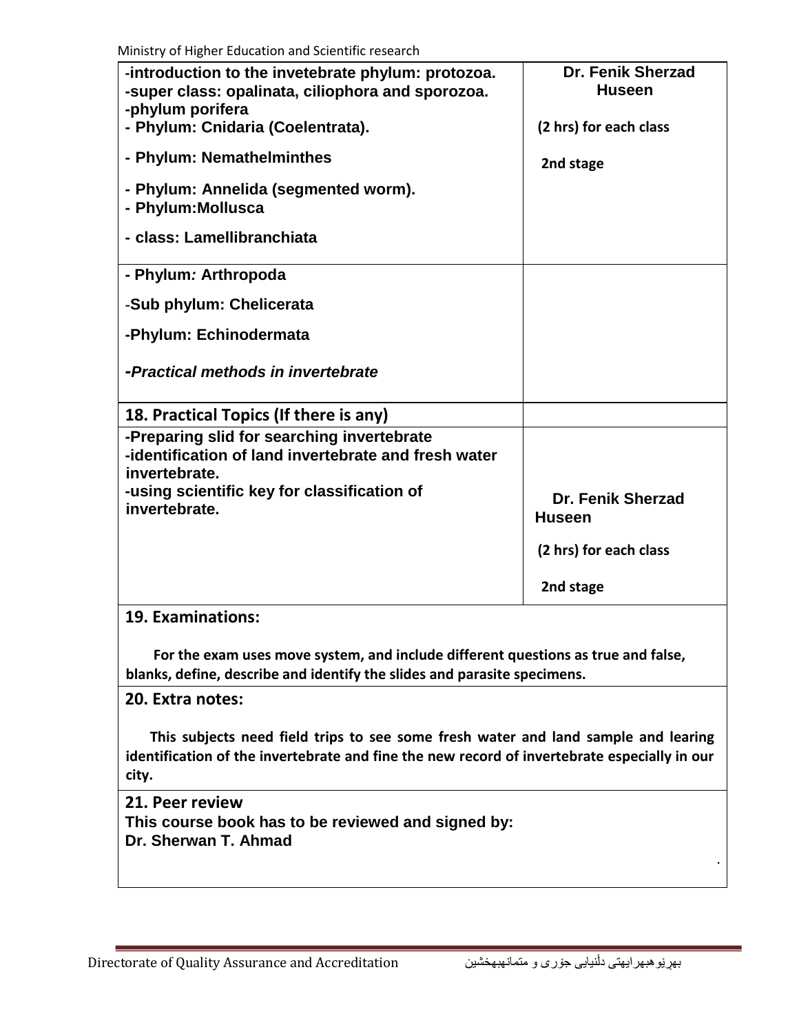| | |
|---|---|
| -introduction to the invetebrate phylum: protozoa.<br>-super class: opalinata, ciliophora and sporozoa.<br>-phylum porifera<br>- Phylum: Cnidaria (Coelentrata).<br>- Phylum: Nemathelminthes<br>- Phylum: Annelida (segmented worm).<br>- Phylum:Mollusca<br>- class: Lamellibranchiata | **Dr. Fenik Sherzad Huseen**<br>**(2 hrs) for each class**<br>**2nd stage** |
| - Phylum*:* Arthropoda<br>-Sub phylum: Chelicerata<br>-Phylum: Echinodermata<br>*-Practical methods in invertebrate* | |
| **18. Practical Topics (If there is any)** | |
| -Preparing slid for searching invertebrate<br>-identification of land invertebrate and fresh water invertebrate.<br>-using scientific key for classification of invertebrate. | **Dr. Fenik Sherzad Huseen**<br>**(2 hrs) for each class**<br>**2nd stage** |

**19. Examinations:**

**For the exam uses move system, and include different questions as true and false, blanks, define, describe and identify the slides and parasite specimens.**

**20. Extra notes:**

**This subjects need field trips to see some fresh water and land sample and learing identification of the invertebrate and fine the new record of invertebrate especially in our city.**

**21. Peer review**

**This course book has to be reviewed and signed by:**
**Dr. Sherwan T. Ahmad**